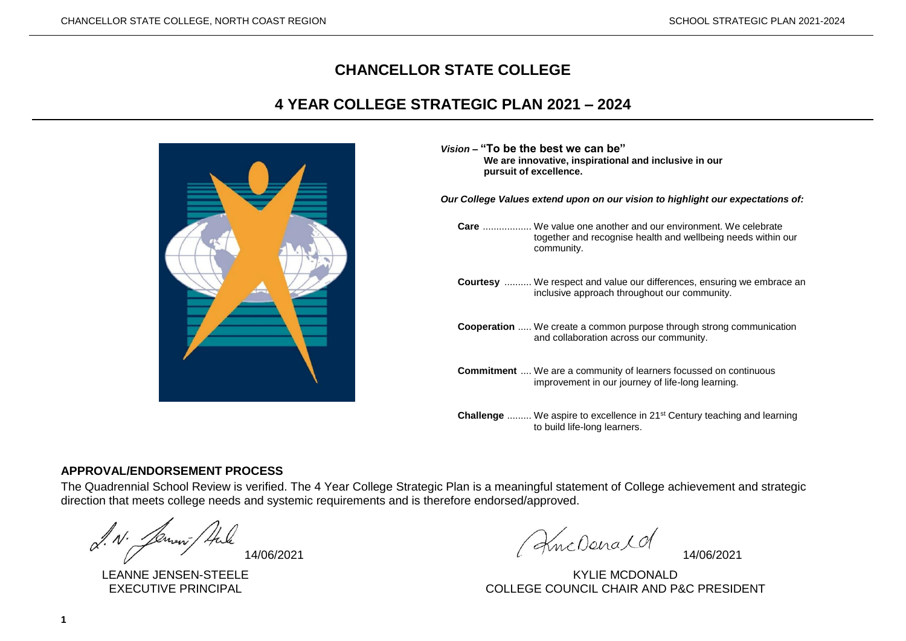# CHANCELLOR STATE COLLEGE

## 4 YEAR COLLEGE STRATEGIC PLAN 2021 – 2024

***Vision*** **– "To be the best we can be"**
**We are innovative, inspirational and inclusive in our pursuit of excellence.**

***Our College Values extend upon on our vision to highlight our expectations of:***

**Care** .................. We value one another and our environment. We celebrate together and recognise health and wellbeing needs within our community.

**Courtesy** .......... We respect and value our differences, ensuring we embrace an inclusive approach throughout our community.

**Cooperation** ..... We create a common purpose through strong communication and collaboration across our community.

**Commitment** .... We are a community of learners focussed on continuous improvement in our journey of life-long learning.

**Challenge** ......... We aspire to excellence in 21st Century teaching and learning to build life-long learners.

### APPROVAL/ENDORSEMENT PROCESS

The Quadrennial School Review is verified. The 4 Year College Strategic Plan is a meaningful statement of College achievement and strategic direction that meets college needs and systemic requirements and is therefore endorsed/approved.

14/06/2021
LEANNE JENSEN-STEELE
EXECUTIVE PRINCIPAL

14/06/2021
KYLIE MCDONALD
COLLEGE COUNCIL CHAIR AND P&C PRESIDENT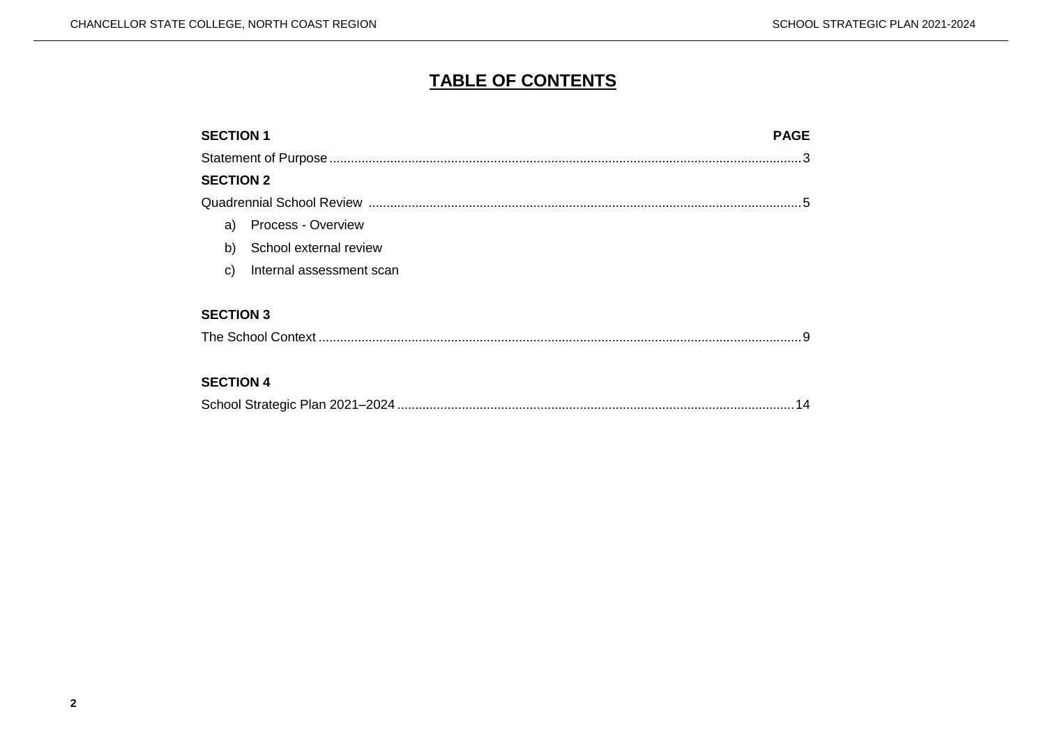# TABLE OF CONTENTS

| SECTION 1 | PAGE |
| --- | --- |
| Statement of Purpose | 3 |
| **SECTION 2** | |
| Quadrennial School Review | 5 |
| a) Process - Overview | |
| b) School external review | |
| c) Internal assessment scan | |
| **SECTION 3** | |
| The School Context | 9 |
| **SECTION 4** | |
| School Strategic Plan 2021–2024 | 14 |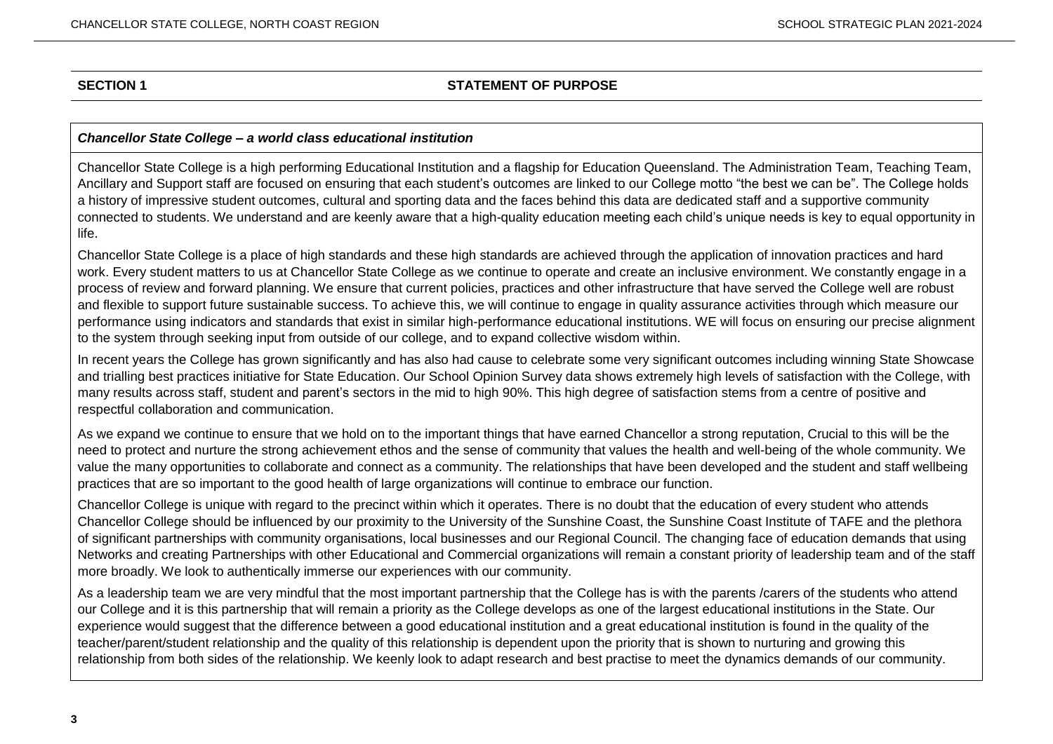## SECTION 1 STATEMENT OF PURPOSE

***Chancellor State College – a world class educational institution***

Chancellor State College is a high performing Educational Institution and a flagship for Education Queensland. The Administration Team, Teaching Team, Ancillary and Support staff are focused on ensuring that each student's outcomes are linked to our College motto "the best we can be". The College holds a history of impressive student outcomes, cultural and sporting data and the faces behind this data are dedicated staff and a supportive community connected to students. We understand and are keenly aware that a high-quality education meeting each child's unique needs is key to equal opportunity in life.

Chancellor State College is a place of high standards and these high standards are achieved through the application of innovation practices and hard work. Every student matters to us at Chancellor State College as we continue to operate and create an inclusive environment. We constantly engage in a process of review and forward planning. We ensure that current policies, practices and other infrastructure that have served the College well are robust and flexible to support future sustainable success. To achieve this, we will continue to engage in quality assurance activities through which measure our performance using indicators and standards that exist in similar high-performance educational institutions. WE will focus on ensuring our precise alignment to the system through seeking input from outside of our college, and to expand collective wisdom within.

In recent years the College has grown significantly and has also had cause to celebrate some very significant outcomes including winning State Showcase and trialling best practices initiative for State Education. Our School Opinion Survey data shows extremely high levels of satisfaction with the College, with many results across staff, student and parent's sectors in the mid to high 90%. This high degree of satisfaction stems from a centre of positive and respectful collaboration and communication.

As we expand we continue to ensure that we hold on to the important things that have earned Chancellor a strong reputation, Crucial to this will be the need to protect and nurture the strong achievement ethos and the sense of community that values the health and well-being of the whole community. We value the many opportunities to collaborate and connect as a community. The relationships that have been developed and the student and staff wellbeing practices that are so important to the good health of large organizations will continue to embrace our function.

Chancellor College is unique with regard to the precinct within which it operates. There is no doubt that the education of every student who attends Chancellor College should be influenced by our proximity to the University of the Sunshine Coast, the Sunshine Coast Institute of TAFE and the plethora of significant partnerships with community organisations, local businesses and our Regional Council. The changing face of education demands that using Networks and creating Partnerships with other Educational and Commercial organizations will remain a constant priority of leadership team and of the staff more broadly. We look to authentically immerse our experiences with our community.

As a leadership team we are very mindful that the most important partnership that the College has is with the parents /carers of the students who attend our College and it is this partnership that will remain a priority as the College develops as one of the largest educational institutions in the State. Our experience would suggest that the difference between a good educational institution and a great educational institution is found in the quality of the teacher/parent/student relationship and the quality of this relationship is dependent upon the priority that is shown to nurturing and growing this relationship from both sides of the relationship. We keenly look to adapt research and best practise to meet the dynamics demands of our community.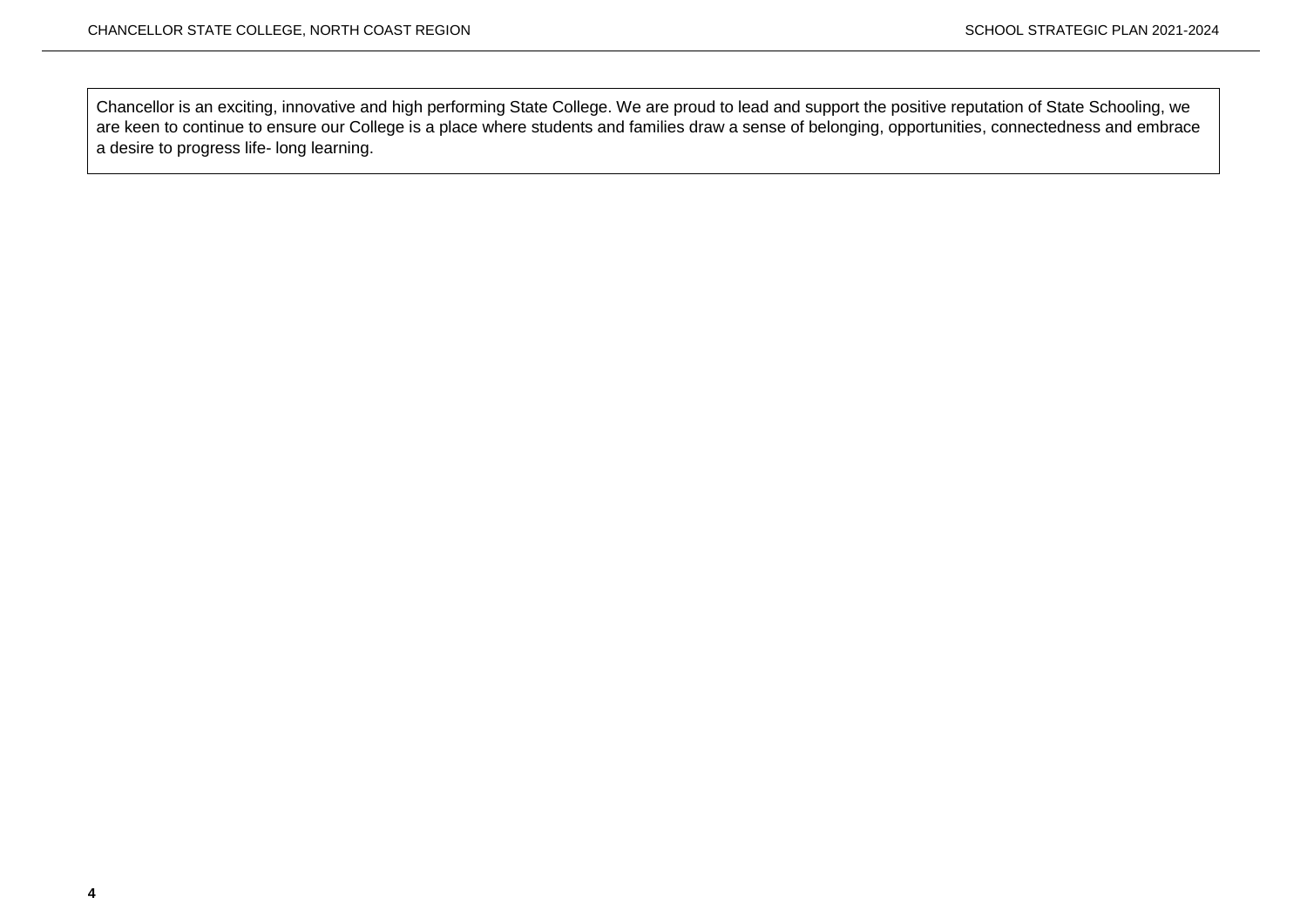Chancellor is an exciting, innovative and high performing State College. We are proud to lead and support the positive reputation of State Schooling, we are keen to continue to ensure our College is a place where students and families draw a sense of belonging, opportunities, connectedness and embrace a desire to progress life- long learning.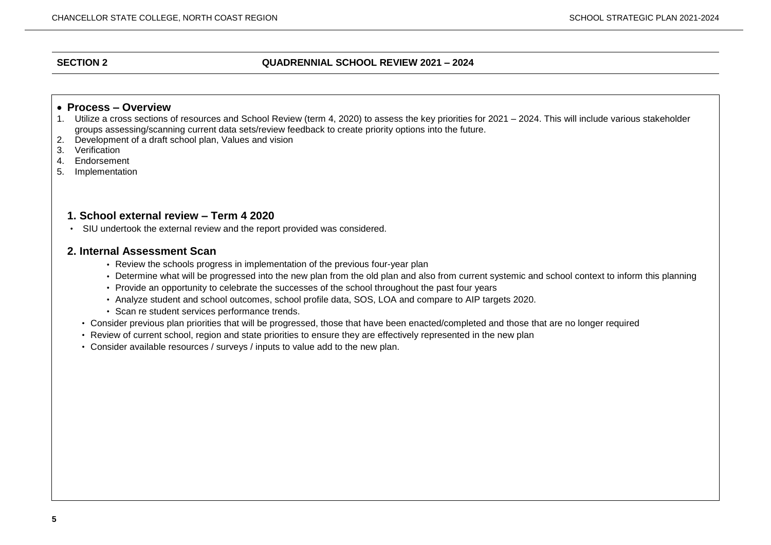## SECTION 2 QUADRENNIAL SCHOOL REVIEW 2021 – 2024

- **Process – Overview**

1. Utilize a cross sections of resources and School Review (term 4, 2020) to assess the key priorities for 2021 – 2024. This will include various stakeholder groups assessing/scanning current data sets/review feedback to create priority options into the future.
2. Development of a draft school plan, Values and vision
3. Verification
4. Endorsement
5. Implementation

### 1. School external review – Term 4 2020

- SIU undertook the external review and the report provided was considered.

### 2. Internal Assessment Scan

  - Review the schools progress in implementation of the previous four-year plan
  - Determine what will be progressed into the new plan from the old plan and also from current systemic and school context to inform this planning
  - Provide an opportunity to celebrate the successes of the school throughout the past four years
  - Analyze student and school outcomes, school profile data, SOS, LOA and compare to AIP targets 2020.
  - Scan re student services performance trends.
- Consider previous plan priorities that will be progressed, those that have been enacted/completed and those that are no longer required
- Review of current school, region and state priorities to ensure they are effectively represented in the new plan
- Consider available resources / surveys / inputs to value add to the new plan.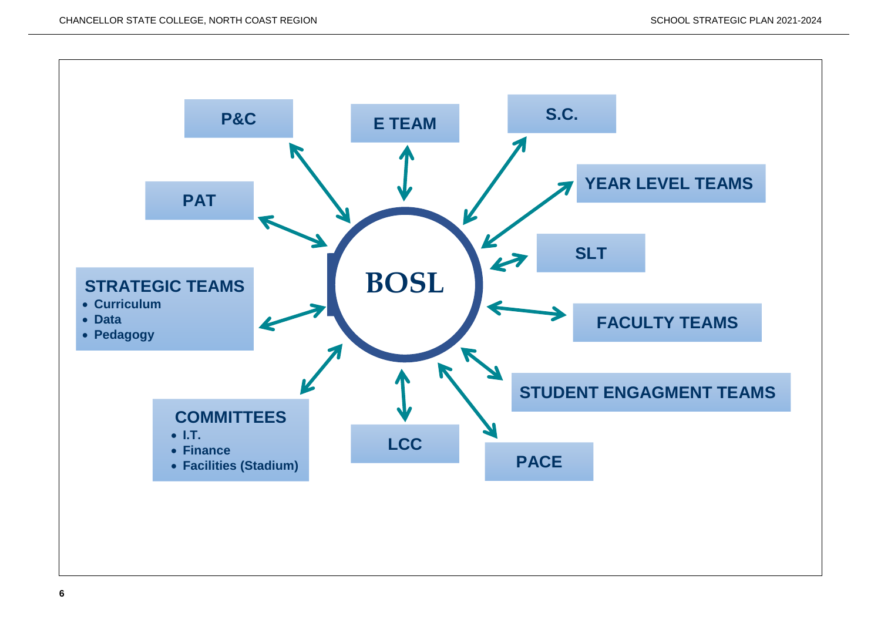**BOSL**

- **P&C**
- **E TEAM**
- **S.C.**
- **YEAR LEVEL TEAMS**
- **SLT**
- **FACULTY TEAMS**
- **STUDENT ENGAGMENT TEAMS**
- **PACE**
- **LCC**
- **COMMITTEES**
  - **I.T.**
  - **Finance**
  - **Facilities (Stadium)**
- **STRATEGIC TEAMS**
  - **Curriculum**
  - **Data**
  - **Pedagogy**
- **PAT**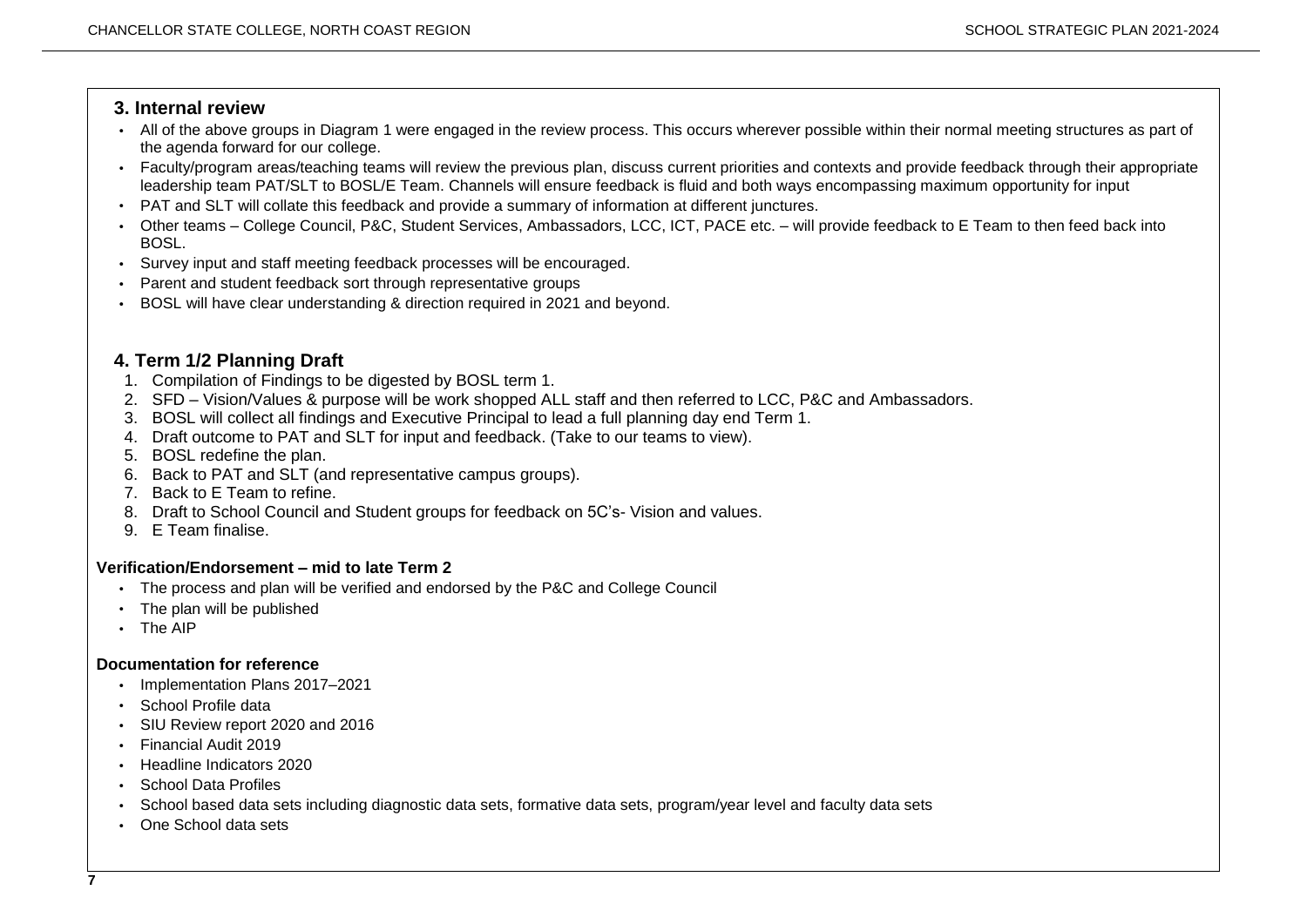## 3. Internal review

- All of the above groups in Diagram 1 were engaged in the review process. This occurs wherever possible within their normal meeting structures as part of the agenda forward for our college.
- Faculty/program areas/teaching teams will review the previous plan, discuss current priorities and contexts and provide feedback through their appropriate leadership team PAT/SLT to BOSL/E Team. Channels will ensure feedback is fluid and both ways encompassing maximum opportunity for input
- PAT and SLT will collate this feedback and provide a summary of information at different junctures.
- Other teams – College Council, P&C, Student Services, Ambassadors, LCC, ICT, PACE etc. – will provide feedback to E Team to then feed back into BOSL.
- Survey input and staff meeting feedback processes will be encouraged.
- Parent and student feedback sort through representative groups
- BOSL will have clear understanding & direction required in 2021 and beyond.

## 4. Term 1/2 Planning Draft

1. Compilation of Findings to be digested by BOSL term 1.
2. SFD – Vision/Values & purpose will be work shopped ALL staff and then referred to LCC, P&C and Ambassadors.
3. BOSL will collect all findings and Executive Principal to lead a full planning day end Term 1.
4. Draft outcome to PAT and SLT for input and feedback. (Take to our teams to view).
5. BOSL redefine the plan.
6. Back to PAT and SLT (and representative campus groups).
7. Back to E Team to refine.
8. Draft to School Council and Student groups for feedback on 5C's- Vision and values.
9. E Team finalise.

**Verification/Endorsement – mid to late Term 2**

- The process and plan will be verified and endorsed by the P&C and College Council
- The plan will be published
- The AIP

**Documentation for reference**

- Implementation Plans 2017–2021
- School Profile data
- SIU Review report 2020 and 2016
- Financial Audit 2019
- Headline Indicators 2020
- School Data Profiles
- School based data sets including diagnostic data sets, formative data sets, program/year level and faculty data sets
- One School data sets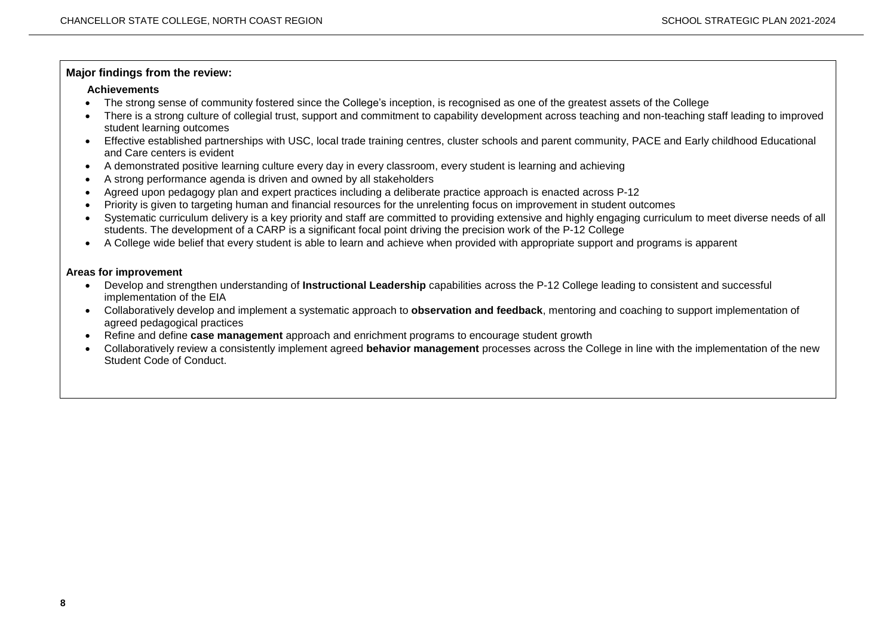**Major findings from the review:**

**Achievements**

- The strong sense of community fostered since the College's inception, is recognised as one of the greatest assets of the College
- There is a strong culture of collegial trust, support and commitment to capability development across teaching and non-teaching staff leading to improved student learning outcomes
- Effective established partnerships with USC, local trade training centres, cluster schools and parent community, PACE and Early childhood Educational and Care centers is evident
- A demonstrated positive learning culture every day in every classroom, every student is learning and achieving
- A strong performance agenda is driven and owned by all stakeholders
- Agreed upon pedagogy plan and expert practices including a deliberate practice approach is enacted across P-12
- Priority is given to targeting human and financial resources for the unrelenting focus on improvement in student outcomes
- Systematic curriculum delivery is a key priority and staff are committed to providing extensive and highly engaging curriculum to meet diverse needs of all students. The development of a CARP is a significant focal point driving the precision work of the P-12 College
- A College wide belief that every student is able to learn and achieve when provided with appropriate support and programs is apparent

**Areas for improvement**

- Develop and strengthen understanding of **Instructional Leadership** capabilities across the P-12 College leading to consistent and successful implementation of the EIA
- Collaboratively develop and implement a systematic approach to **observation and feedback**, mentoring and coaching to support implementation of agreed pedagogical practices
- Refine and define **case management** approach and enrichment programs to encourage student growth
- Collaboratively review a consistently implement agreed **behavior management** processes across the College in line with the implementation of the new Student Code of Conduct.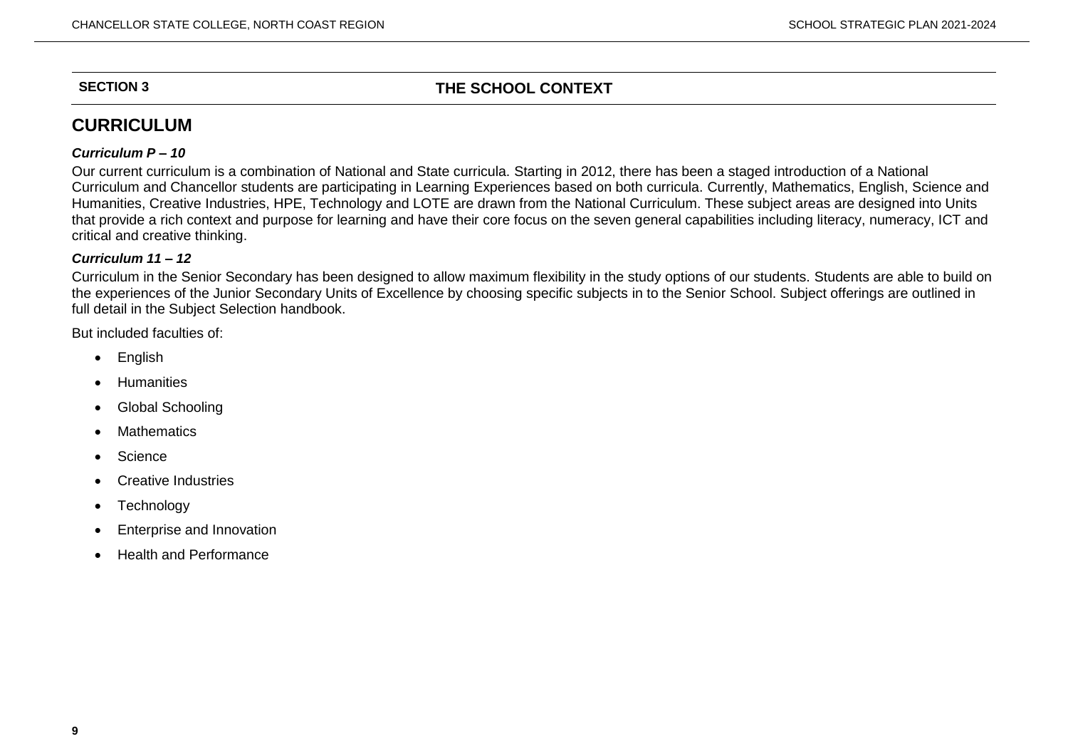**SECTION 3** **THE SCHOOL CONTEXT**

## CURRICULUM

***Curriculum P – 10***

Our current curriculum is a combination of National and State curricula. Starting in 2012, there has been a staged introduction of a National Curriculum and Chancellor students are participating in Learning Experiences based on both curricula. Currently, Mathematics, English, Science and Humanities, Creative Industries, HPE, Technology and LOTE are drawn from the National Curriculum. These subject areas are designed into Units that provide a rich context and purpose for learning and have their core focus on the seven general capabilities including literacy, numeracy, ICT and critical and creative thinking.

***Curriculum 11 – 12***

Curriculum in the Senior Secondary has been designed to allow maximum flexibility in the study options of our students. Students are able to build on the experiences of the Junior Secondary Units of Excellence by choosing specific subjects in to the Senior School. Subject offerings are outlined in full detail in the Subject Selection handbook.

But included faculties of:

- English
- Humanities
- Global Schooling
- Mathematics
- Science
- Creative Industries
- Technology
- Enterprise and Innovation
- Health and Performance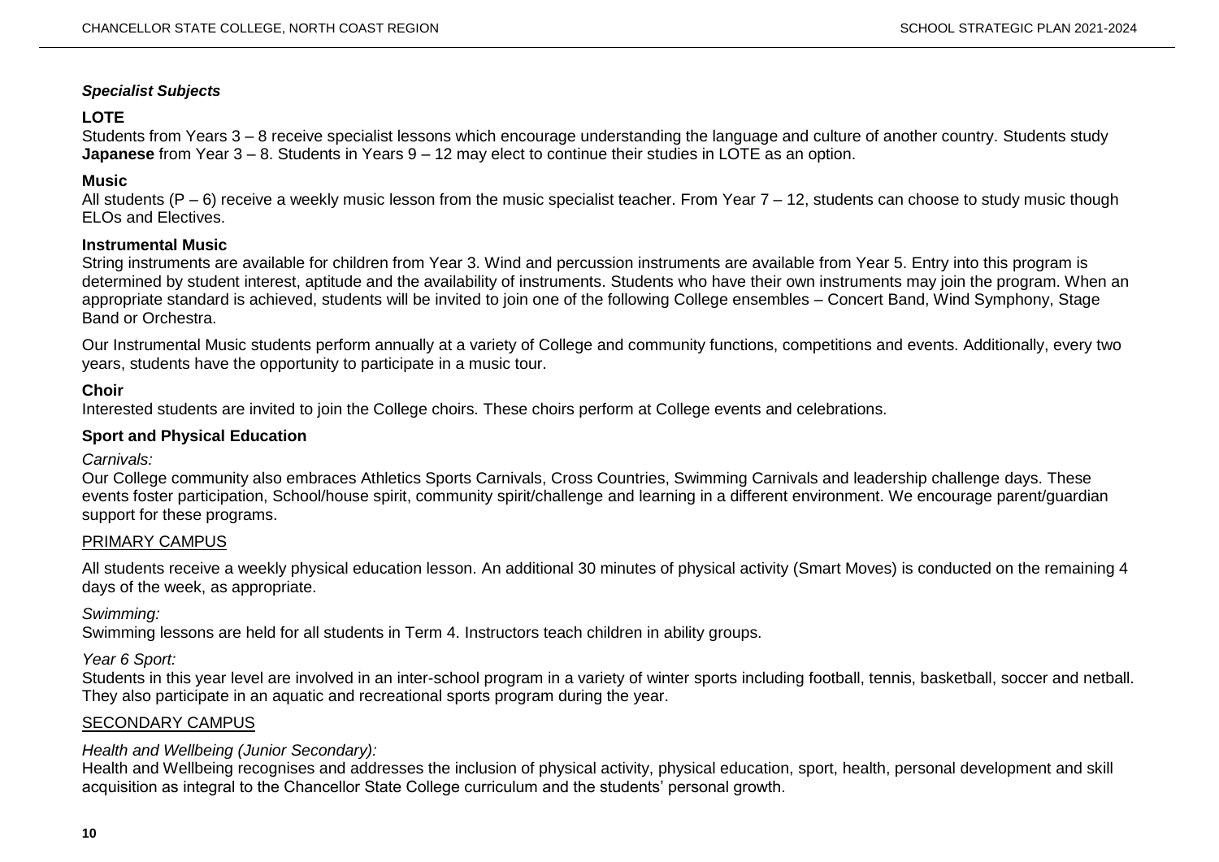***Specialist Subjects***

### LOTE

Students from Years 3 – 8 receive specialist lessons which encourage understanding the language and culture of another country. Students study **Japanese** from Year 3 – 8. Students in Years 9 – 12 may elect to continue their studies in LOTE as an option.

### Music

All students (P – 6) receive a weekly music lesson from the music specialist teacher. From Year 7 – 12, students can choose to study music though ELOs and Electives.

### Instrumental Music

String instruments are available for children from Year 3. Wind and percussion instruments are available from Year 5. Entry into this program is determined by student interest, aptitude and the availability of instruments. Students who have their own instruments may join the program. When an appropriate standard is achieved, students will be invited to join one of the following College ensembles – Concert Band, Wind Symphony, Stage Band or Orchestra.

Our Instrumental Music students perform annually at a variety of College and community functions, competitions and events. Additionally, every two years, students have the opportunity to participate in a music tour.

### Choir

Interested students are invited to join the College choirs. These choirs perform at College events and celebrations.

### Sport and Physical Education

*Carnivals:*

Our College community also embraces Athletics Sports Carnivals, Cross Countries, Swimming Carnivals and leadership challenge days. These events foster participation, School/house spirit, community spirit/challenge and learning in a different environment. We encourage parent/guardian support for these programs.

<u>PRIMARY CAMPUS</u>

All students receive a weekly physical education lesson. An additional 30 minutes of physical activity (Smart Moves) is conducted on the remaining 4 days of the week, as appropriate.

*Swimming:*

Swimming lessons are held for all students in Term 4. Instructors teach children in ability groups.

*Year 6 Sport:*

Students in this year level are involved in an inter-school program in a variety of winter sports including football, tennis, basketball, soccer and netball. They also participate in an aquatic and recreational sports program during the year.

<u>SECONDARY CAMPUS</u>

*Health and Wellbeing (Junior Secondary):*

Health and Wellbeing recognises and addresses the inclusion of physical activity, physical education, sport, health, personal development and skill acquisition as integral to the Chancellor State College curriculum and the students' personal growth.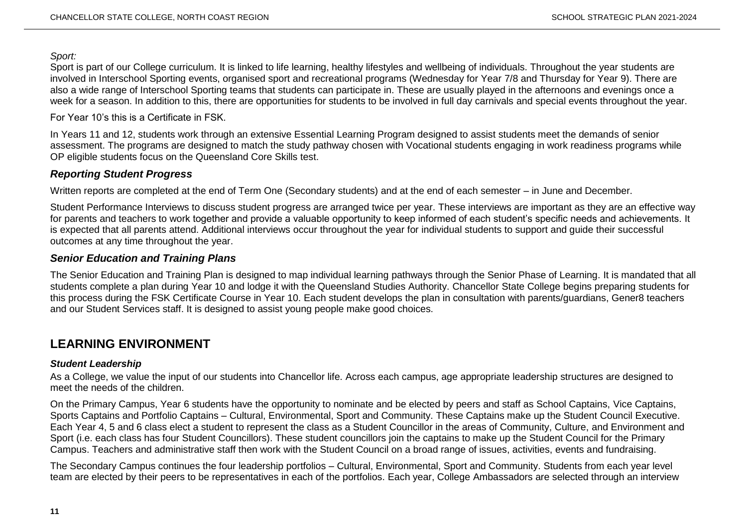*Sport:*

Sport is part of our College curriculum. It is linked to life learning, healthy lifestyles and wellbeing of individuals. Throughout the year students are involved in Interschool Sporting events, organised sport and recreational programs (Wednesday for Year 7/8 and Thursday for Year 9). There are also a wide range of Interschool Sporting teams that students can participate in. These are usually played in the afternoons and evenings once a week for a season. In addition to this, there are opportunities for students to be involved in full day carnivals and special events throughout the year.

For Year 10's this is a Certificate in FSK.

In Years 11 and 12, students work through an extensive Essential Learning Program designed to assist students meet the demands of senior assessment. The programs are designed to match the study pathway chosen with Vocational students engaging in work readiness programs while OP eligible students focus on the Queensland Core Skills test.

### *Reporting Student Progress*

Written reports are completed at the end of Term One (Secondary students) and at the end of each semester – in June and December.

Student Performance Interviews to discuss student progress are arranged twice per year. These interviews are important as they are an effective way for parents and teachers to work together and provide a valuable opportunity to keep informed of each student's specific needs and achievements. It is expected that all parents attend. Additional interviews occur throughout the year for individual students to support and guide their successful outcomes at any time throughout the year.

### *Senior Education and Training Plans*

The Senior Education and Training Plan is designed to map individual learning pathways through the Senior Phase of Learning. It is mandated that all students complete a plan during Year 10 and lodge it with the Queensland Studies Authority. Chancellor State College begins preparing students for this process during the FSK Certificate Course in Year 10. Each student develops the plan in consultation with parents/guardians, Gener8 teachers and our Student Services staff. It is designed to assist young people make good choices.

## LEARNING ENVIRONMENT

#### *Student Leadership*

As a College, we value the input of our students into Chancellor life. Across each campus, age appropriate leadership structures are designed to meet the needs of the children.

On the Primary Campus, Year 6 students have the opportunity to nominate and be elected by peers and staff as School Captains, Vice Captains, Sports Captains and Portfolio Captains – Cultural, Environmental, Sport and Community. These Captains make up the Student Council Executive. Each Year 4, 5 and 6 class elect a student to represent the class as a Student Councillor in the areas of Community, Culture, and Environment and Sport (i.e. each class has four Student Councillors). These student councillors join the captains to make up the Student Council for the Primary Campus. Teachers and administrative staff then work with the Student Council on a broad range of issues, activities, events and fundraising.

The Secondary Campus continues the four leadership portfolios – Cultural, Environmental, Sport and Community. Students from each year level team are elected by their peers to be representatives in each of the portfolios. Each year, College Ambassadors are selected through an interview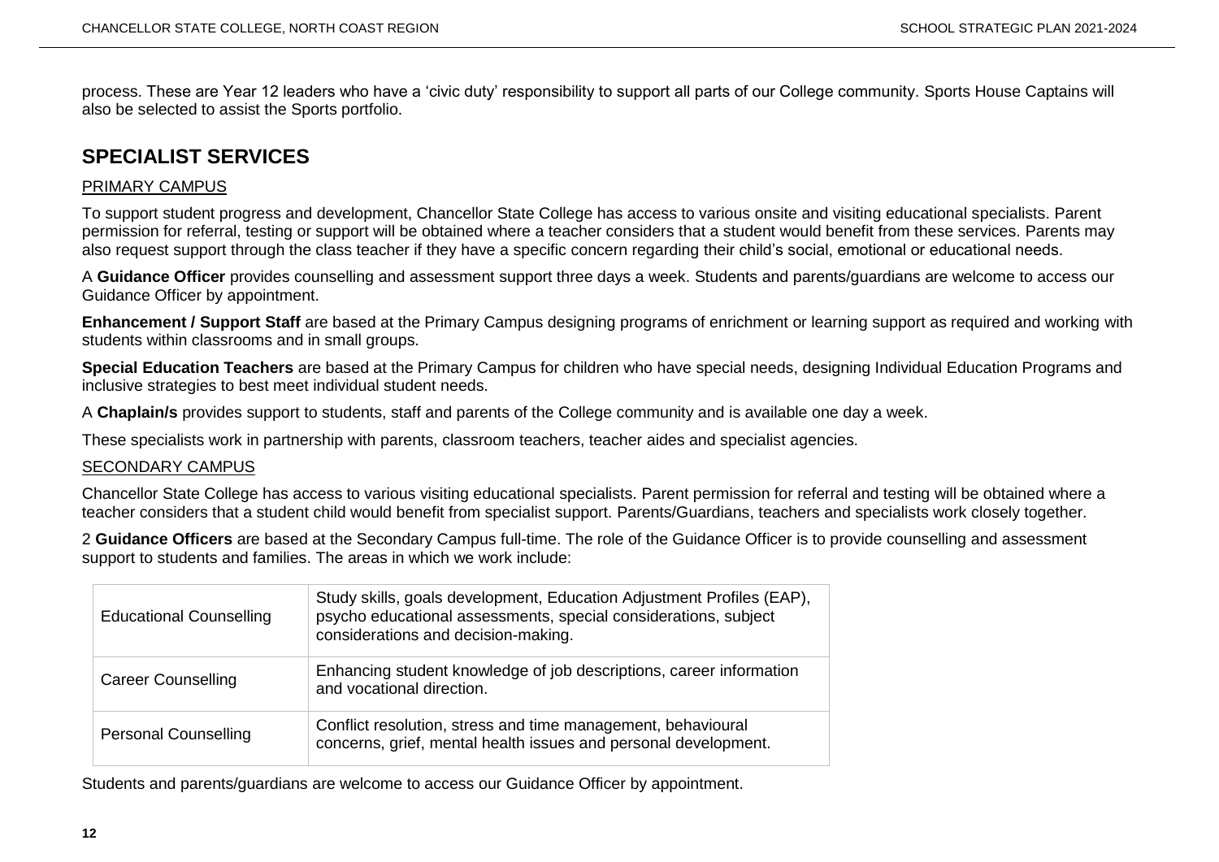process. These are Year 12 leaders who have a 'civic duty' responsibility to support all parts of our College community. Sports House Captains will also be selected to assist the Sports portfolio.

## SPECIALIST SERVICES

PRIMARY CAMPUS

To support student progress and development, Chancellor State College has access to various onsite and visiting educational specialists. Parent permission for referral, testing or support will be obtained where a teacher considers that a student would benefit from these services. Parents may also request support through the class teacher if they have a specific concern regarding their child's social, emotional or educational needs.

A **Guidance Officer** provides counselling and assessment support three days a week. Students and parents/guardians are welcome to access our Guidance Officer by appointment.

**Enhancement / Support Staff** are based at the Primary Campus designing programs of enrichment or learning support as required and working with students within classrooms and in small groups.

**Special Education Teachers** are based at the Primary Campus for children who have special needs, designing Individual Education Programs and inclusive strategies to best meet individual student needs.

A **Chaplain/s** provides support to students, staff and parents of the College community and is available one day a week.

These specialists work in partnership with parents, classroom teachers, teacher aides and specialist agencies.

SECONDARY CAMPUS

Chancellor State College has access to various visiting educational specialists. Parent permission for referral and testing will be obtained where a teacher considers that a student child would benefit from specialist support. Parents/Guardians, teachers and specialists work closely together.

2 **Guidance Officers** are based at the Secondary Campus full-time. The role of the Guidance Officer is to provide counselling and assessment support to students and families. The areas in which we work include:

| | |
|---|---|
| Educational Counselling | Study skills, goals development, Education Adjustment Profiles (EAP), psycho educational assessments, special considerations, subject considerations and decision-making. |
| Career Counselling | Enhancing student knowledge of job descriptions, career information and vocational direction. |
| Personal Counselling | Conflict resolution, stress and time management, behavioural concerns, grief, mental health issues and personal development. |

Students and parents/guardians are welcome to access our Guidance Officer by appointment.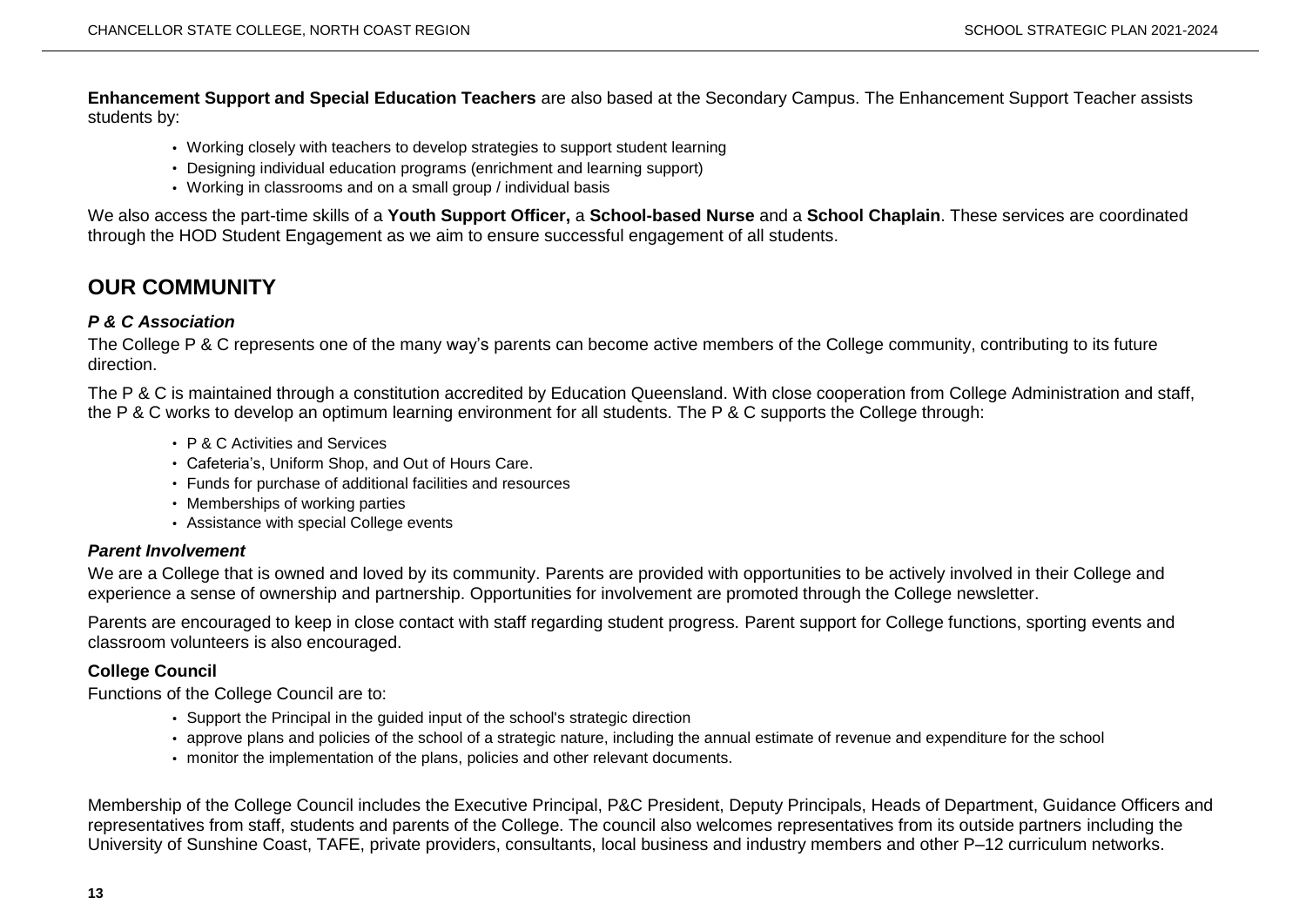**Enhancement Support and Special Education Teachers** are also based at the Secondary Campus. The Enhancement Support Teacher assists students by:

- Working closely with teachers to develop strategies to support student learning
- Designing individual education programs (enrichment and learning support)
- Working in classrooms and on a small group / individual basis

We also access the part-time skills of a **Youth Support Officer,** a **School-based Nurse** and a **School Chaplain**. These services are coordinated through the HOD Student Engagement as we aim to ensure successful engagement of all students.

## OUR COMMUNITY

### *P & C Association*

The College P & C represents one of the many way's parents can become active members of the College community, contributing to its future direction.

The P & C is maintained through a constitution accredited by Education Queensland. With close cooperation from College Administration and staff, the P & C works to develop an optimum learning environment for all students. The P & C supports the College through:

- P & C Activities and Services
- Cafeteria's, Uniform Shop, and Out of Hours Care.
- Funds for purchase of additional facilities and resources
- Memberships of working parties
- Assistance with special College events

### *Parent Involvement*

We are a College that is owned and loved by its community. Parents are provided with opportunities to be actively involved in their College and experience a sense of ownership and partnership. Opportunities for involvement are promoted through the College newsletter.

Parents are encouraged to keep in close contact with staff regarding student progress. Parent support for College functions, sporting events and classroom volunteers is also encouraged.

### College Council

Functions of the College Council are to:

- Support the Principal in the guided input of the school's strategic direction
- approve plans and policies of the school of a strategic nature, including the annual estimate of revenue and expenditure for the school
- monitor the implementation of the plans, policies and other relevant documents.

Membership of the College Council includes the Executive Principal, P&C President, Deputy Principals, Heads of Department, Guidance Officers and representatives from staff, students and parents of the College. The council also welcomes representatives from its outside partners including the University of Sunshine Coast, TAFE, private providers, consultants, local business and industry members and other P–12 curriculum networks.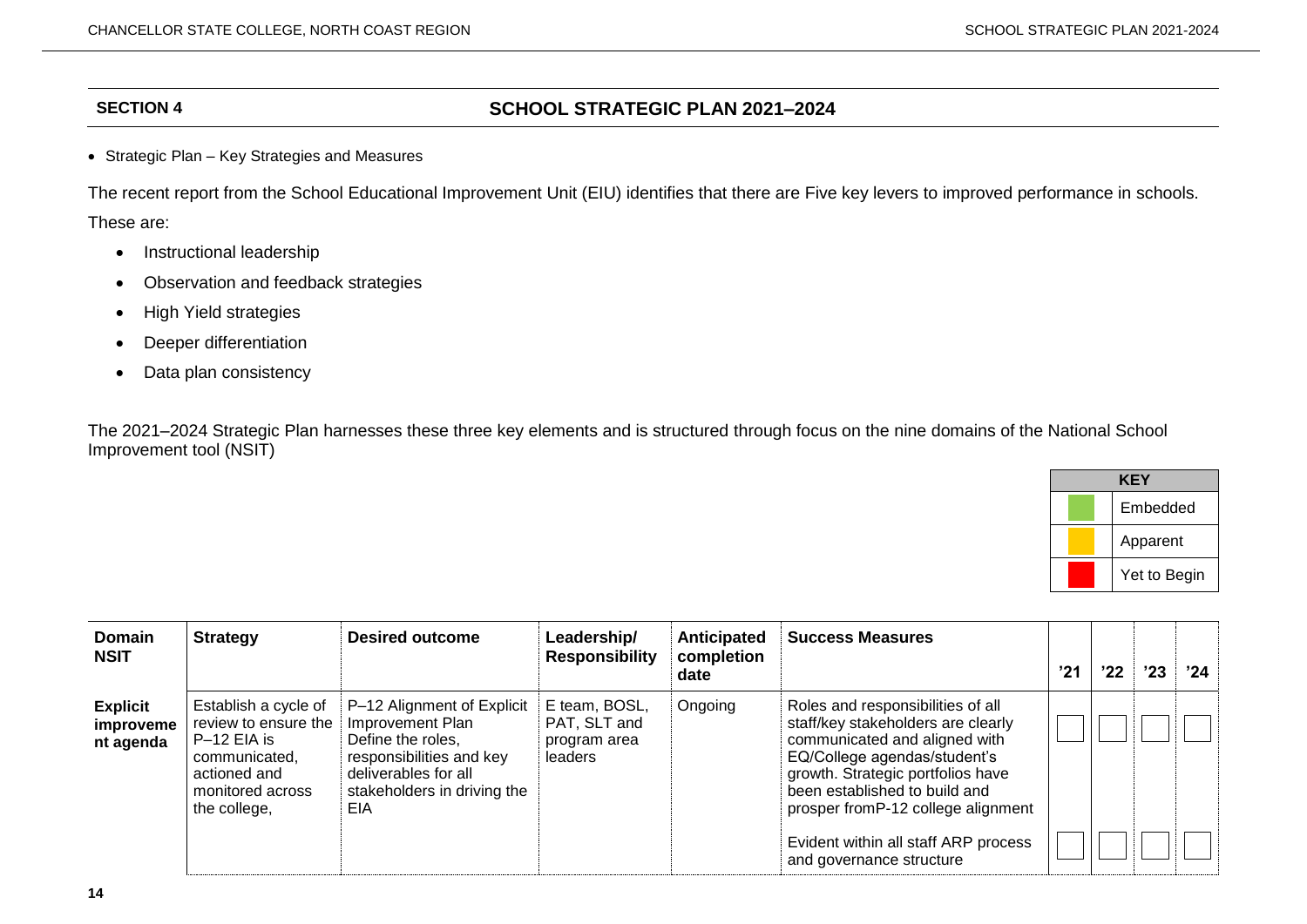## SECTION 4 SCHOOL STRATEGIC PLAN 2021–2024

- Strategic Plan – Key Strategies and Measures

The recent report from the School Educational Improvement Unit (EIU) identifies that there are Five key levers to improved performance in schools.

These are:

- Instructional leadership
- Observation and feedback strategies
- High Yield strategies
- Deeper differentiation
- Data plan consistency

The 2021–2024 Strategic Plan harnesses these three key elements and is structured through focus on the nine domains of the National School Improvement tool (NSIT)

| KEY | |
|---|---|
| (green) | Embedded |
| (amber) | Apparent |
| (red) | Yet to Begin |

| Domain NSIT | Strategy | Desired outcome | Leadership/ Responsibility | Anticipated completion date | Success Measures | '21 | '22 | '23 | '24 |
|---|---|---|---|---|---|---|---|---|---|
| **Explicit improvement agenda** | Establish a cycle of review to ensure the P–12 EIA is communicated, actioned and monitored across the college, | P–12 Alignment of Explicit Improvement Plan Define the roles, responsibilities and key deliverables for all stakeholders in driving the EIA | E team, BOSL, PAT, SLT and program area leaders | Ongoing | Roles and responsibilities of all staff/key stakeholders are clearly communicated and aligned with EQ/College agendas/student's growth. Strategic portfolios have been established to build and prosper fromP-12 college alignment | | | | |
| | | | | | Evident within all staff ARP process and governance structure | | | | |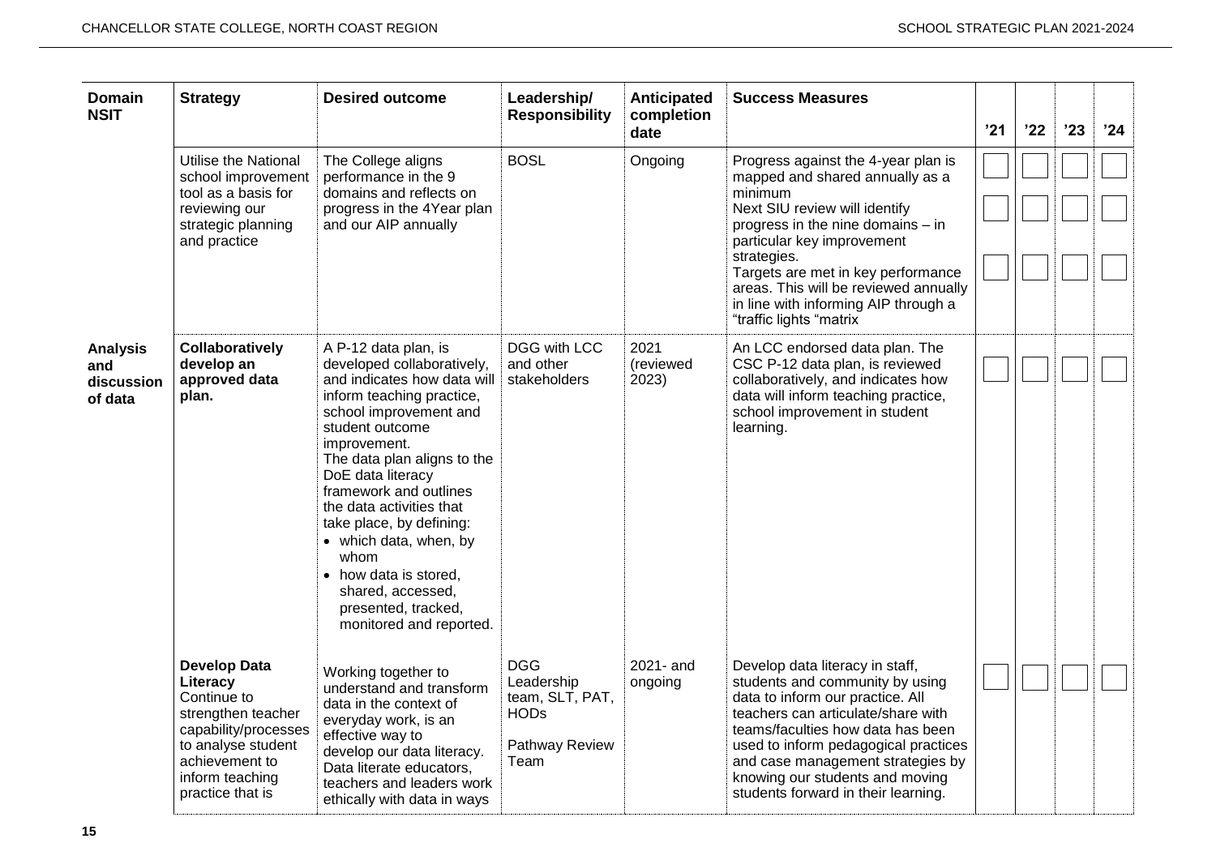| Domain NSIT | Strategy | Desired outcome | Leadership/ Responsibility | Anticipated completion date | Success Measures | '21 | '22 | '23 | '24 |
|---|---|---|---|---|---|---|---|---|---|
| | Utilise the National school improvement tool as a basis for reviewing our strategic planning and practice | The College aligns performance in the 9 domains and reflects on progress in the 4Year plan and our AIP annually | BOSL | Ongoing | Progress against the 4-year plan is mapped and shared annually as a minimum<br>Next SIU review will identify progress in the nine domains – in particular key improvement strategies.<br>Targets are met in key performance areas. This will be reviewed annually in line with informing AIP through a "traffic lights "matrix | | | | |
| **Analysis and discussion of data** | **Collaboratively develop an approved data plan.** | A P-12 data plan, is developed collaboratively, and indicates how data will inform teaching practice, school improvement and student outcome improvement.<br>The data plan aligns to the DoE data literacy framework and outlines the data activities that take place, by defining:<br>• which data, when, by whom<br>• how data is stored, shared, accessed, presented, tracked, monitored and reported. | DGG with LCC and other stakeholders | 2021 (reviewed 2023) | An LCC endorsed data plan. The CSC P-12 data plan, is reviewed collaboratively, and indicates how data will inform teaching practice, school improvement in student learning. | | | | |
| | **Develop Data Literacy**<br>Continue to strengthen teacher capability/processes to analyse student achievement to inform teaching practice that is | Working together to understand and transform data in the context of everyday work, is an effective way to develop our data literacy. Data literate educators, teachers and leaders work ethically with data in ways | DGG Leadership team, SLT, PAT, HODs<br>Pathway Review Team | 2021- and ongoing | Develop data literacy in staff, students and community by using data to inform our practice. All teachers can articulate/share with teams/faculties how data has been used to inform pedagogical practices and case management strategies by knowing our students and moving students forward in their learning. | | | | |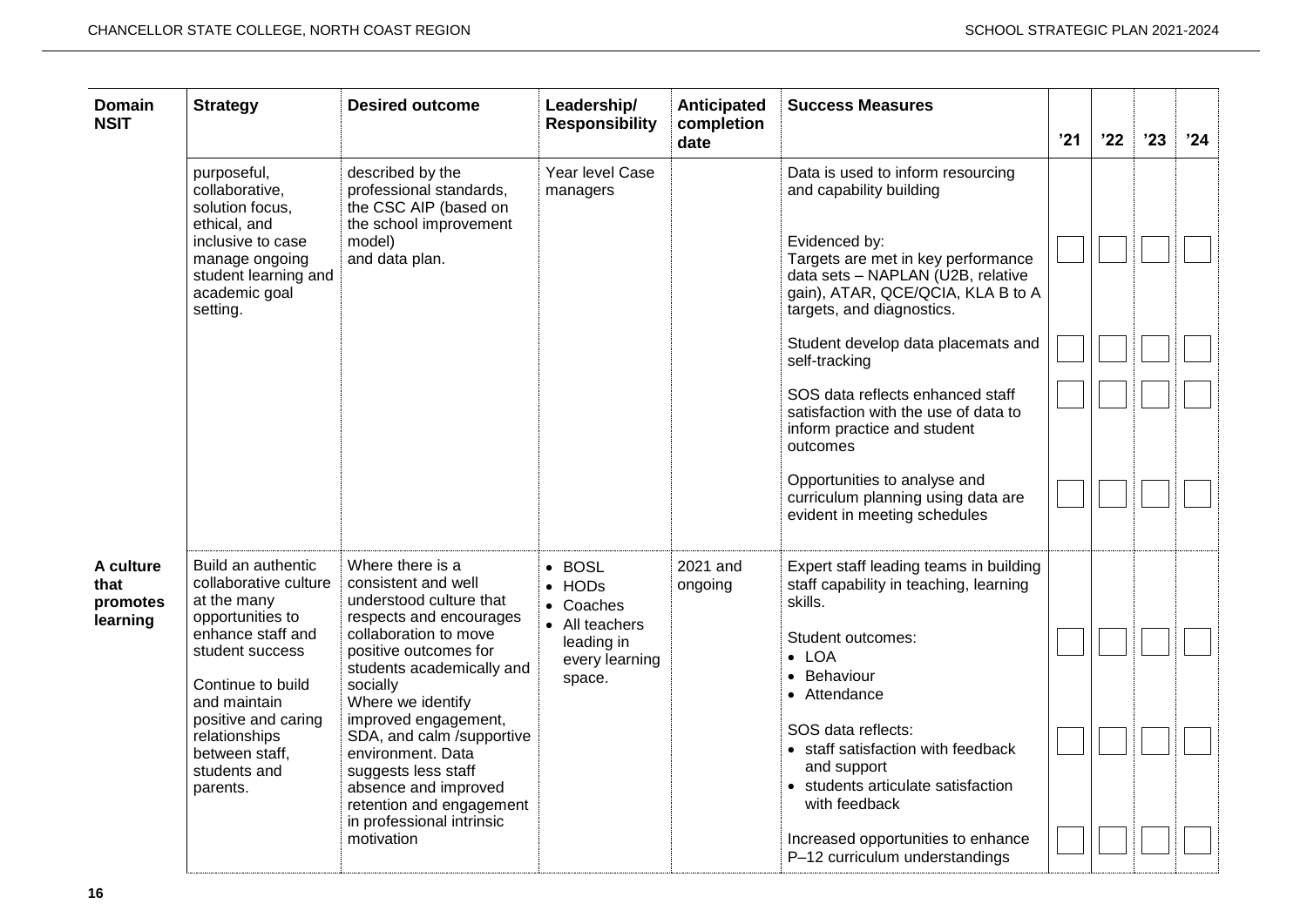| Domain NSIT | Strategy | Desired outcome | Leadership/ Responsibility | Anticipated completion date | Success Measures | ’21 | ’22 | ’23 | ’24 |
|---|---|---|---|---|---|---|---|---|---|
| | purposeful, collaborative, solution focus, ethical, and inclusive to case manage ongoing student learning and academic goal setting. | described by the professional standards, the CSC AIP (based on the school improvement model) and data plan. | Year level Case managers | | Data is used to inform resourcing and capability building<br><br>Evidenced by:<br>Targets are met in key performance data sets – NAPLAN (U2B, relative gain), ATAR, QCE/QCIA, KLA B to A targets, and diagnostics. | | | | |
| | | | | | Student develop data placemats and self-tracking | | | | |
| | | | | | SOS data reflects enhanced staff satisfaction with the use of data to inform practice and student outcomes | | | | |
| | | | | | Opportunities to analyse and curriculum planning using data are evident in meeting schedules | | | | |
| **A culture that promotes learning** | Build an authentic collaborative culture at the many opportunities to enhance staff and student success<br><br>Continue to build and maintain positive and caring relationships between staff, students and parents. | Where there is a consistent and well understood culture that respects and encourages collaboration to move positive outcomes for students academically and socially<br>Where we identify improved engagement, SDA, and calm /supportive environment. Data suggests less staff absence and improved retention and engagement in professional intrinsic motivation | • BOSL<br>• HODs<br>• Coaches<br>• All teachers leading in every learning space. | 2021 and ongoing | Expert staff leading teams in building staff capability in teaching, learning skills.<br><br>Student outcomes:<br>• LOA<br>• Behaviour<br>• Attendance | | | | |
| | | | | | SOS data reflects:<br>• staff satisfaction with feedback and support<br>• students articulate satisfaction with feedback | | | | |
| | | | | | Increased opportunities to enhance P–12 curriculum understandings | | | | |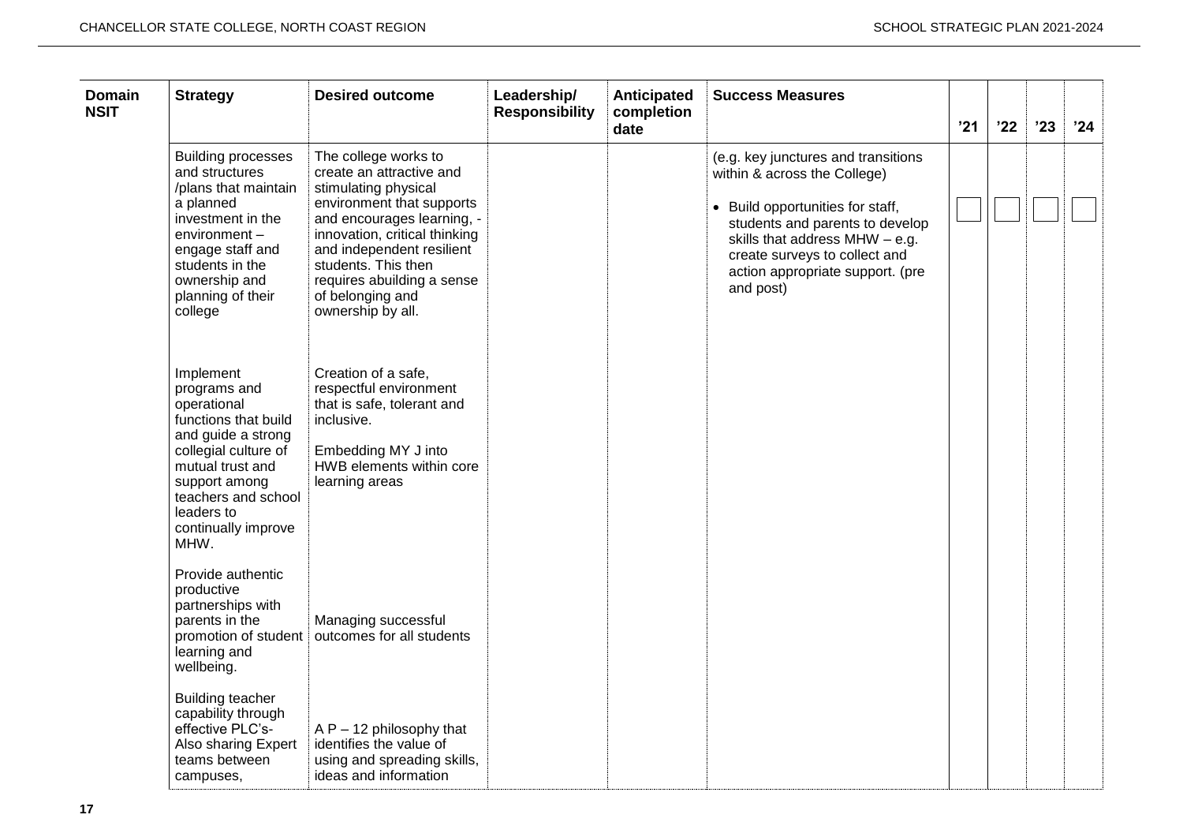| Domain NSIT | Strategy | Desired outcome | Leadership/ Responsibility | Anticipated completion date | Success Measures | '21 | '22 | '23 | '24 |
|---|---|---|---|---|---|---|---|---|---|
| | Building processes and structures /plans that maintain a planned investment in the environment – engage staff and students in the ownership and planning of their college | The college works to create an attractive and stimulating physical environment that supports and encourages learning, - innovation, critical thinking and independent resilient students. This then requires abuilding a sense of belonging and ownership by all. | | | (e.g. key junctures and transitions within & across the College)<br><br>• Build opportunities for staff, students and parents to develop skills that address MHW – e.g. create surveys to collect and action appropriate support. (pre and post) | | | | |
| | Implement programs and operational functions that build and guide a strong collegial culture of mutual trust and support among teachers and school leaders to continually improve MHW. | Creation of a safe, respectful environment that is safe, tolerant and inclusive.<br><br>Embedding MY J into HWB elements within core learning areas | | | | | | | |
| | Provide authentic productive partnerships with parents in the promotion of student learning and wellbeing. | Managing successful outcomes for all students | | | | | | | |
| | Building teacher capability through effective PLC's- Also sharing Expert teams between campuses, | A P – 12 philosophy that identifies the value of using and spreading skills, ideas and information | | | | | | | |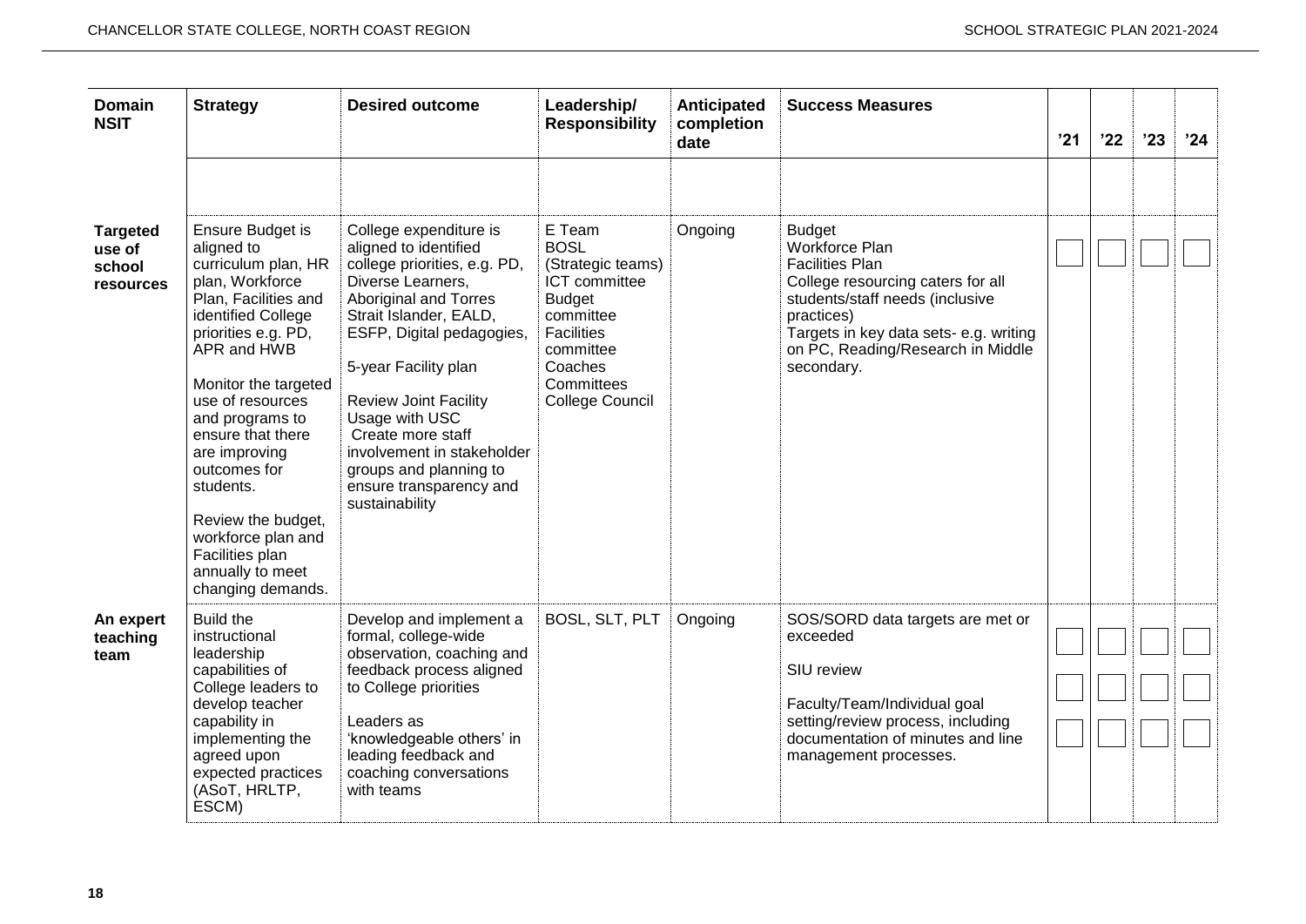| Domain NSIT | Strategy | Desired outcome | Leadership/ Responsibility | Anticipated completion date | Success Measures | '21 | '22 | '23 | '24 |
|---|---|---|---|---|---|---|---|---|---|
| | | | | | | | | | |
| **Targeted use of school resources** | Ensure Budget is aligned to curriculum plan, HR plan, Workforce Plan, Facilities and identified College priorities e.g. PD, APR and HWB<br><br>Monitor the targeted use of resources and programs to ensure that there are improving outcomes for students.<br><br>Review the budget, workforce plan and Facilities plan annually to meet changing demands. | College expenditure is aligned to identified college priorities, e.g. PD, Diverse Learners, Aboriginal and Torres Strait Islander, EALD, ESFP, Digital pedagogies,<br><br>5-year Facility plan<br><br>Review Joint Facility Usage with USC<br>Create more staff involvement in stakeholder groups and planning to ensure transparency and sustainability | E Team<br>BOSL<br>(Strategic teams)<br>ICT committee<br>Budget committee<br>Facilities committee<br>Coaches<br>Committees<br>College Council | Ongoing | Budget<br>Workforce Plan<br>Facilities Plan<br>College resourcing caters for all students/staff needs (inclusive practices)<br>Targets in key data sets- e.g. writing on PC, Reading/Research in Middle secondary. | | | | |
| **An expert teaching team** | Build the instructional leadership capabilities of College leaders to develop teacher capability in implementing the agreed upon expected practices (ASoT, HRLTP, ESCM) | Develop and implement a formal, college-wide observation, coaching and feedback process aligned to College priorities<br><br>Leaders as 'knowledgeable others' in leading feedback and coaching conversations with teams | BOSL, SLT, PLT | Ongoing | SOS/SORD data targets are met or exceeded<br><br>SIU review<br><br>Faculty/Team/Individual goal setting/review process, including documentation of minutes and line management processes. | | | | |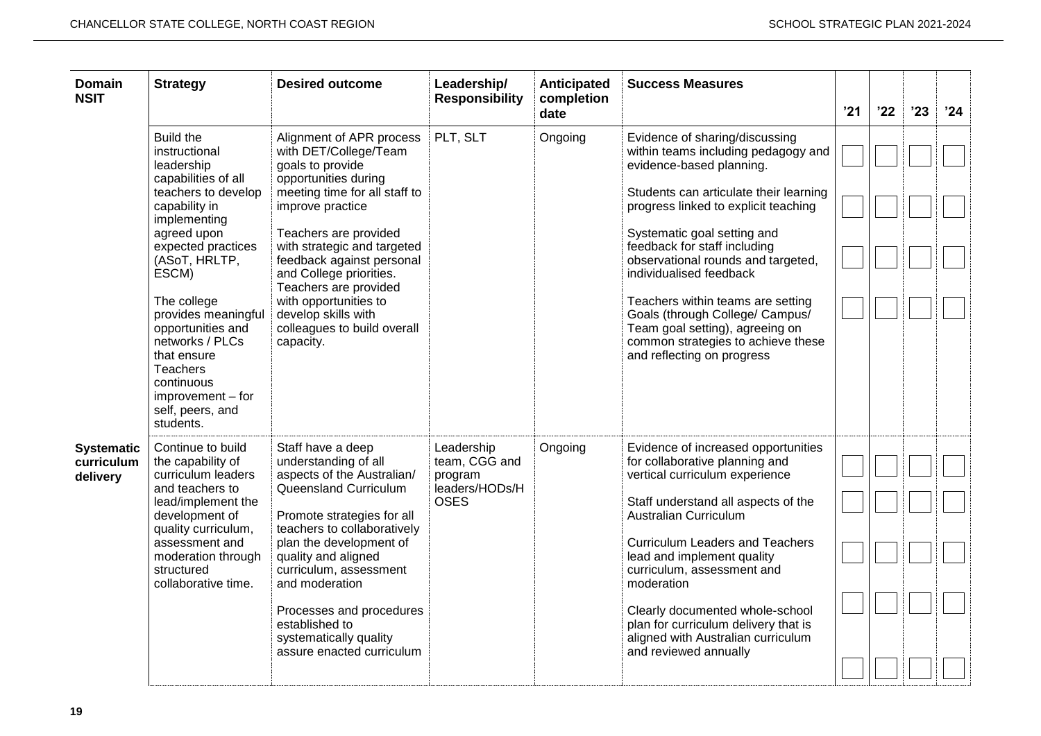| Domain NSIT | Strategy | Desired outcome | Leadership/ Responsibility | Anticipated completion date | Success Measures | '21 | '22 | '23 | '24 |
|---|---|---|---|---|---|---|---|---|---|
| | Build the instructional leadership capabilities of all teachers to develop capability in implementing agreed upon expected practices (ASoT, HRLTP, ESCM)<br><br>The college provides meaningful opportunities and networks / PLCs that ensure Teachers continuous improvement – for self, peers, and students. | Alignment of APR process with DET/College/Team goals to provide opportunities during meeting time for all staff to improve practice<br><br>Teachers are provided with strategic and targeted feedback against personal and College priorities. Teachers are provided with opportunities to develop skills with colleagues to build overall capacity. | PLT, SLT | Ongoing | Evidence of sharing/discussing within teams including pedagogy and evidence-based planning.<br><br>Students can articulate their learning progress linked to explicit teaching<br><br>Systematic goal setting and feedback for staff including observational rounds and targeted, individualised feedback<br><br>Teachers within teams are setting Goals (through College/ Campus/ Team goal setting), agreeing on common strategies to achieve these and reflecting on progress | | | | |
| **Systematic curriculum delivery** | Continue to build the capability of curriculum leaders and teachers to lead/implement the development of quality curriculum, assessment and moderation through structured collaborative time. | Staff have a deep understanding of all aspects of the Australian/ Queensland Curriculum<br><br>Promote strategies for all teachers to collaboratively plan the development of quality and aligned curriculum, assessment and moderation<br><br>Processes and procedures established to systematically quality assure enacted curriculum | Leadership team, CGG and program leaders/HODs/HOSES | Ongoing | Evidence of increased opportunities for collaborative planning and vertical curriculum experience<br><br>Staff understand all aspects of the Australian Curriculum<br><br>Curriculum Leaders and Teachers lead and implement quality curriculum, assessment and moderation<br><br>Clearly documented whole-school plan for curriculum delivery that is aligned with Australian curriculum and reviewed annually | | | | |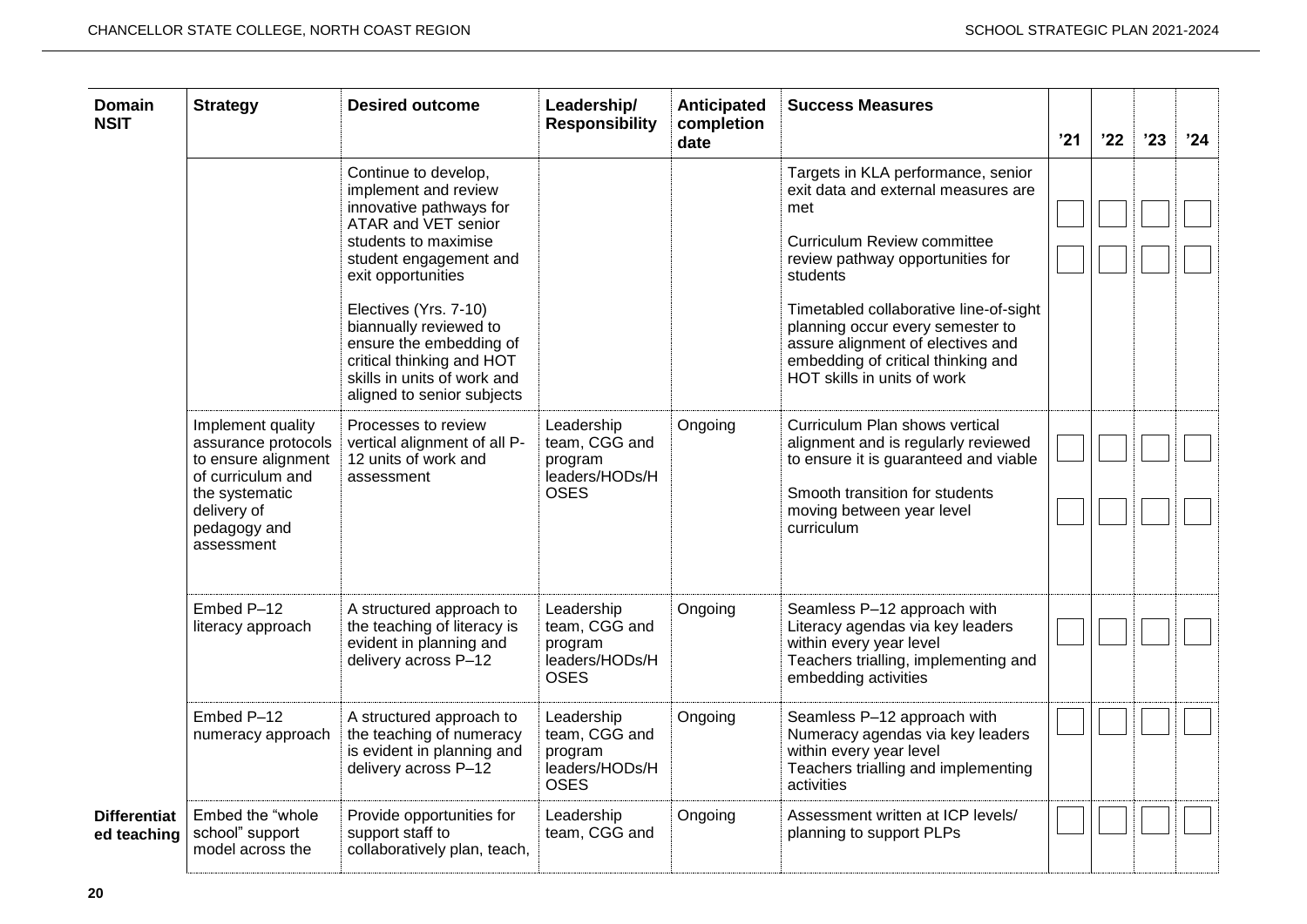| Domain NSIT | Strategy | Desired outcome | Leadership/ Responsibility | Anticipated completion date | Success Measures | '21 | '22 | '23 | '24 |
|---|---|---|---|---|---|---|---|---|---|
| | | Continue to develop, implement and review innovative pathways for ATAR and VET senior students to maximise student engagement and exit opportunities<br><br>Electives (Yrs. 7-10) biannually reviewed to ensure the embedding of critical thinking and HOT skills in units of work and aligned to senior subjects | | | Targets in KLA performance, senior exit data and external measures are met<br><br>Curriculum Review committee review pathway opportunities for students<br><br>Timetabled collaborative line-of-sight planning occur every semester to assure alignment of electives and embedding of critical thinking and HOT skills in units of work | ☐ ☐ | ☐ ☐ | ☐ ☐ | ☐ ☐ |
| | Implement quality assurance protocols to ensure alignment of curriculum and the systematic delivery of pedagogy and assessment | Processes to review vertical alignment of all P-12 units of work and assessment | Leadership team, CGG and program leaders/HODs/HOSES | Ongoing | Curriculum Plan shows vertical alignment and is regularly reviewed to ensure it is guaranteed and viable<br><br>Smooth transition for students moving between year level curriculum | ☐ ☐ | ☐ ☐ | ☐ ☐ | ☐ ☐ |
| | Embed P–12 literacy approach | A structured approach to the teaching of literacy is evident in planning and delivery across P–12 | Leadership team, CGG and program leaders/HODs/HOSES | Ongoing | Seamless P–12 approach with Literacy agendas via key leaders within every year level<br>Teachers trialling, implementing and embedding activities | ☐ | ☐ | ☐ | ☐ |
| | Embed P–12 numeracy approach | A structured approach to the teaching of numeracy is evident in planning and delivery across P–12 | Leadership team, CGG and program leaders/HODs/HOSES | Ongoing | Seamless P–12 approach with Numeracy agendas via key leaders within every year level<br>Teachers trialling and implementing activities | ☐ | ☐ | ☐ | ☐ |
| **Differentiated teaching** | Embed the "whole school" support model across the | Provide opportunities for support staff to collaboratively plan, teach, | Leadership team, CGG and | Ongoing | Assessment written at ICP levels/ planning to support PLPs | ☐ | ☐ | ☐ | ☐ |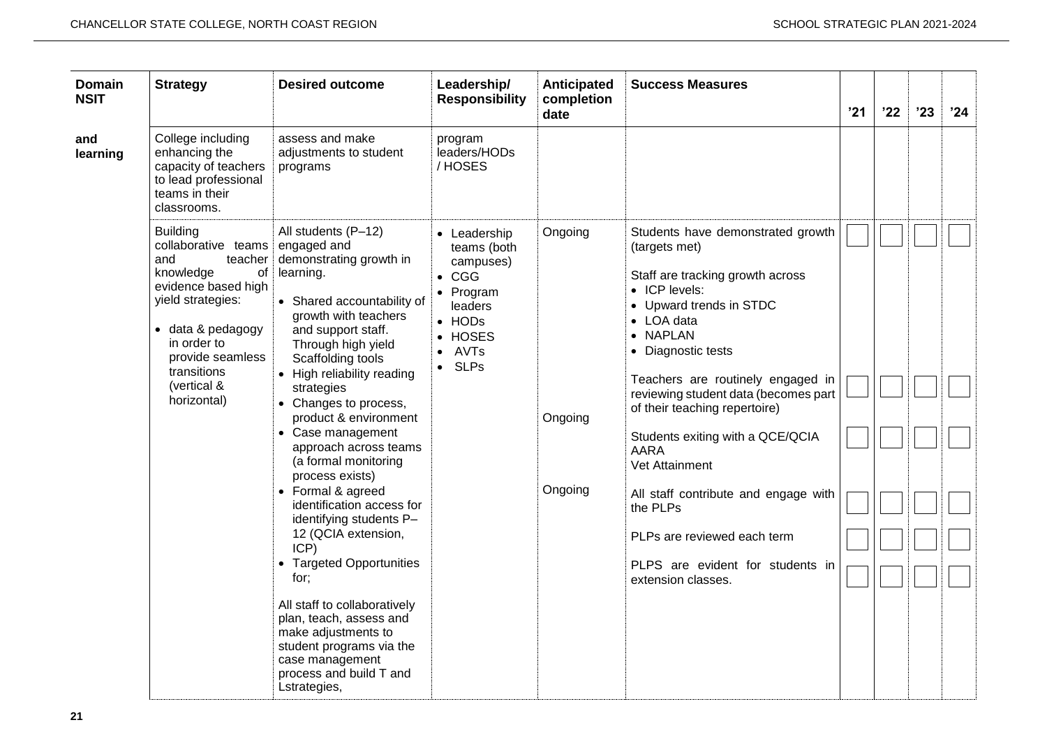| Domain NSIT | Strategy | Desired outcome | Leadership/ Responsibility | Anticipated completion date | Success Measures | '21 | '22 | '23 | '24 |
|---|---|---|---|---|---|---|---|---|---|
| and learning | College including enhancing the capacity of teachers to lead professional teams in their classrooms. | assess and make adjustments to student programs | program leaders/HODs / HOSES | | | | | | |
| | Building collaborative teams and teacher knowledge of evidence based high yield strategies:<br>• data & pedagogy in order to provide seamless transitions (vertical & horizontal) | All students (P–12) engaged and demonstrating growth in learning.<br>• Shared accountability of growth with teachers and support staff. Through high yield Scaffolding tools<br>• High reliability reading strategies<br>• Changes to process, product & environment<br>• Case management approach across teams (a formal monitoring process exists)<br>• Formal & agreed identification access for identifying students P–12 (QCIA extension, ICP)<br>• Targeted Opportunities for;<br><br>All staff to collaboratively plan, teach, assess and make adjustments to student programs via the case management process and build T and Lstrategies, | • Leadership teams (both campuses)<br>• CGG<br>• Program leaders<br>• HODs<br>• HOSES<br>• AVTs<br>• SLPs | Ongoing | Students have demonstrated growth (targets met)<br><br>Staff are tracking growth across<br>• ICP levels:<br>• Upward trends in STDC<br>• LOA data<br>• NAPLAN<br>• Diagnostic tests | ☐ | ☐ | ☐ | ☐ |
| | | | | | Teachers are routinely engaged in reviewing student data (becomes part of their teaching repertoire) | ☐ | ☐ | ☐ | ☐ |
| | | | | Ongoing | Students exiting with a QCE/QCIA AARA Vet Attainment | ☐ | ☐ | ☐ | ☐ |
| | | | | Ongoing | All staff contribute and engage with the PLPs | ☐ | ☐ | ☐ | ☐ |
| | | | | | PLPs are reviewed each term | ☐ | ☐ | ☐ | ☐ |
| | | | | | PLPS are evident for students in extension classes. | ☐ | ☐ | ☐ | ☐ |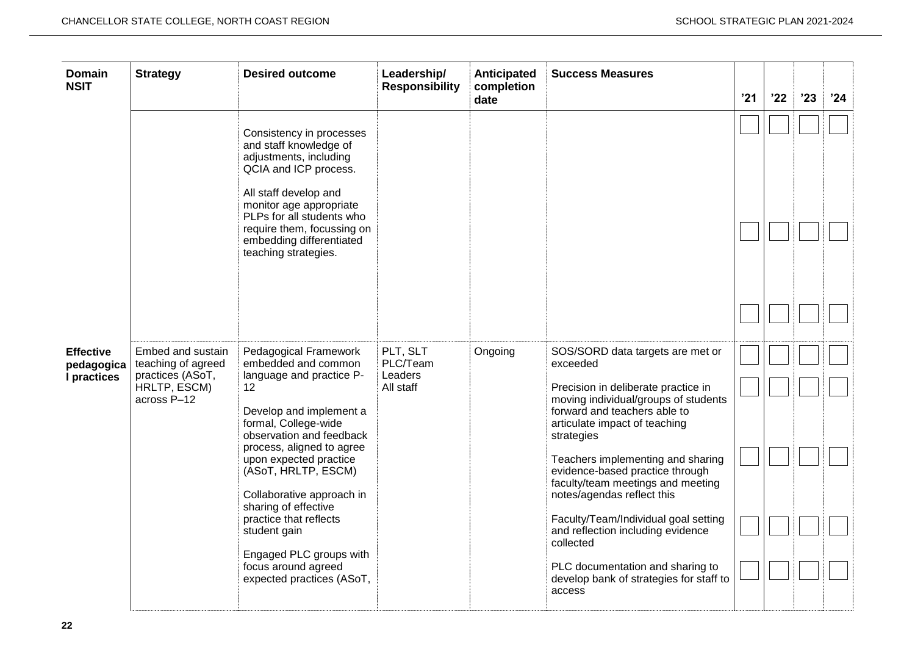| Domain NSIT | Strategy | Desired outcome | Leadership/ Responsibility | Anticipated completion date | Success Measures | '21 | '22 | '23 | '24 |
|---|---|---|---|---|---|---|---|---|---|
| | | Consistency in processes and staff knowledge of adjustments, including QCIA and ICP process.<br><br>All staff develop and monitor age appropriate PLPs for all students who require them, focussing on embedding differentiated teaching strategies. | | | | | | | |
| Effective pedagogical practices | Embed and sustain teaching of agreed practices (ASoT, HRLTP, ESCM) across P–12 | Pedagogical Framework embedded and common language and practice P-12<br><br>Develop and implement a formal, College-wide observation and feedback process, aligned to agree upon expected practice (ASoT, HRLTP, ESCM)<br><br>Collaborative approach in sharing of effective practice that reflects student gain<br><br>Engaged PLC groups with focus around agreed expected practices (ASoT, | PLT, SLT<br>PLC/Team Leaders<br>All staff | Ongoing | SOS/SORD data targets are met or exceeded<br><br>Precision in deliberate practice in moving individual/groups of students forward and teachers able to articulate impact of teaching strategies<br><br>Teachers implementing and sharing evidence-based practice through faculty/team meetings and meeting notes/agendas reflect this<br><br>Faculty/Team/Individual goal setting and reflection including evidence collected<br><br>PLC documentation and sharing to develop bank of strategies for staff to access | | | | |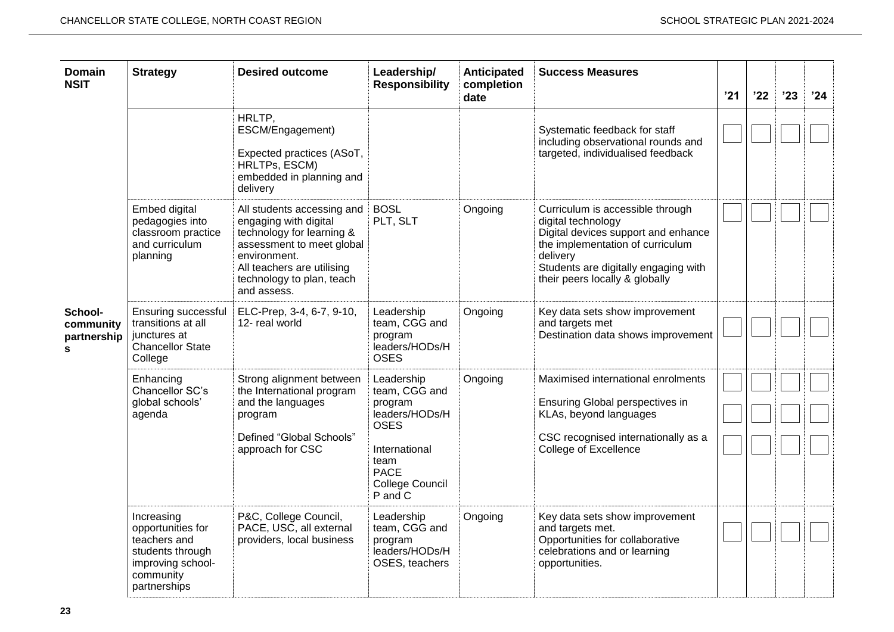| Domain NSIT | Strategy | Desired outcome | Leadership/ Responsibility | Anticipated completion date | Success Measures | '21 | '22 | '23 | '24 |
|---|---|---|---|---|---|---|---|---|---|
| | | HRLTP, ESCM/Engagement)<br><br>Expected practices (ASoT, HRLTPs, ESCM) embedded in planning and delivery | | | Systematic feedback for staff including observational rounds and targeted, individualised feedback | | | | |
| | Embed digital pedagogies into classroom practice and curriculum planning | All students accessing and engaging with digital technology for learning & assessment to meet global environment.<br>All teachers are utilising technology to plan, teach and assess. | BOSL<br>PLT, SLT | Ongoing | Curriculum is accessible through digital technology<br>Digital devices support and enhance the implementation of curriculum delivery<br>Students are digitally engaging with their peers locally & globally | | | | |
| School-community partnerships | Ensuring successful transitions at all junctures at Chancellor State College | ELC-Prep, 3-4, 6-7, 9-10, 12- real world | Leadership team, CGG and program leaders/HODs/HOSES | Ongoing | Key data sets show improvement and targets met<br>Destination data shows improvement | | | | |
| | Enhancing Chancellor SC's global schools' agenda | Strong alignment between the International program and the languages program<br><br>Defined "Global Schools" approach for CSC | Leadership team, CGG and program leaders/HODs/HOSES<br><br>International team<br>PACE<br>College Council<br>P and C | Ongoing | Maximised international enrolments<br><br>Ensuring Global perspectives in KLAs, beyond languages<br><br>CSC recognised internationally as a College of Excellence | | | | |
| | Increasing opportunities for teachers and students through improving school-community partnerships | P&C, College Council, PACE, USC, all external providers, local business | Leadership team, CGG and program leaders/HODs/HOSES, teachers | Ongoing | Key data sets show improvement and targets met.<br>Opportunities for collaborative celebrations and or learning opportunities. | | | | |